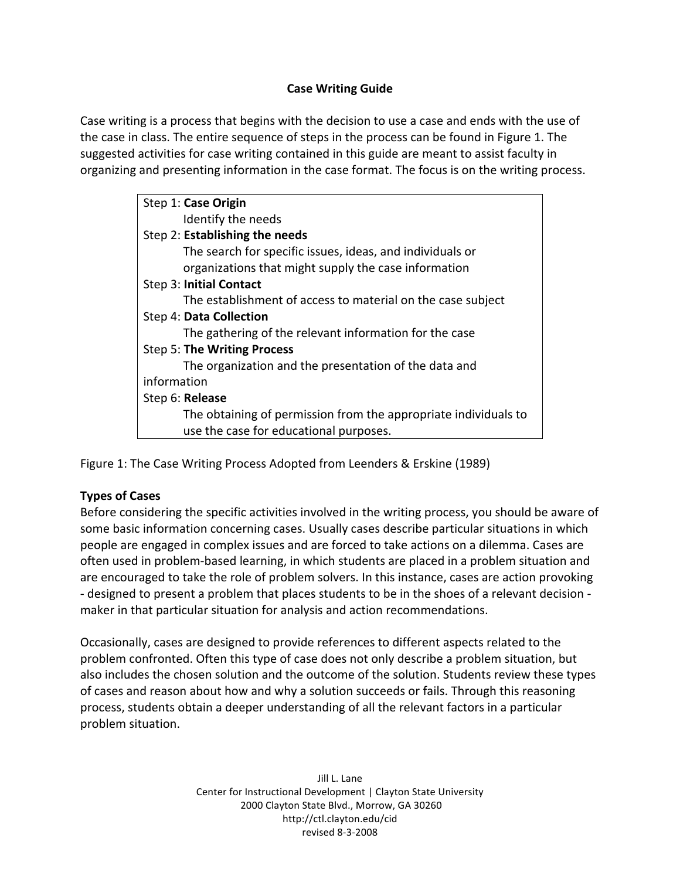# Case Writing Guide

Case writing is a process that begins with the decision to use a case and ends with the use of the case in class. The entire sequence of steps in the process can be found in Figure 1. The suggested activities for case writing contained in this guide are meant to assist faculty in organizing and presenting information in the case format. The focus is on the writing process.

> Step 1: **Case Origin**
> Identify the needs
>
> Step 2: **Establishing the needs**
> The search for specific issues, ideas, and individuals or organizations that might supply the case information
>
> Step 3: **Initial Contact**
> The establishment of access to material on the case subject
>
> Step 4: **Data Collection**
> The gathering of the relevant information for the case
>
> Step 5: **The Writing Process**
> The organization and the presentation of the data and information
>
> Step 6: **Release**
> The obtaining of permission from the appropriate individuals to use the case for educational purposes.

Figure 1: The Case Writing Process Adopted from Leenders & Erskine (1989)

## Types of Cases

Before considering the specific activities involved in the writing process, you should be aware of some basic information concerning cases. Usually cases describe particular situations in which people are engaged in complex issues and are forced to take actions on a dilemma. Cases are often used in problem-based learning, in which students are placed in a problem situation and are encouraged to take the role of problem solvers. In this instance, cases are action provoking - designed to present a problem that places students to be in the shoes of a relevant decision - maker in that particular situation for analysis and action recommendations.

Occasionally, cases are designed to provide references to different aspects related to the problem confronted. Often this type of case does not only describe a problem situation, but also includes the chosen solution and the outcome of the solution. Students review these types of cases and reason about how and why a solution succeeds or fails. Through this reasoning process, students obtain a deeper understanding of all the relevant factors in a particular problem situation.

Jill L. Lane
Center for Instructional Development | Clayton State University
2000 Clayton State Blvd., Morrow, GA 30260
http://ctl.clayton.edu/cid
revised 8-3-2008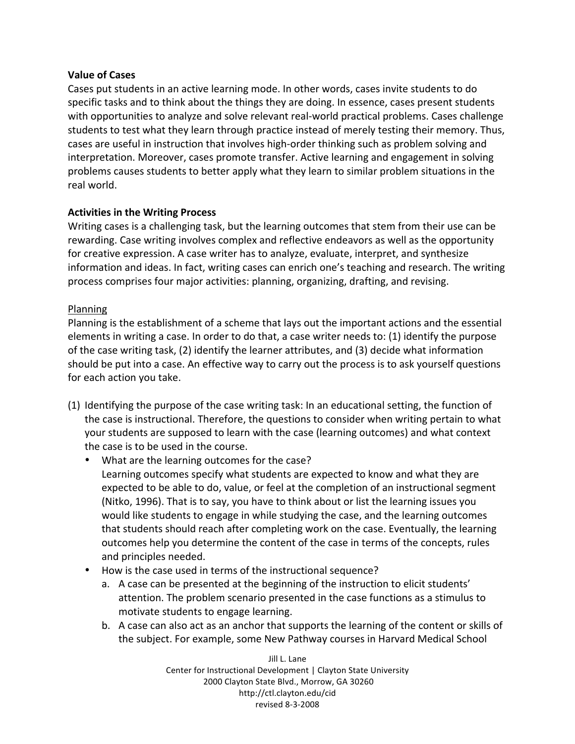**Value of Cases**

Cases put students in an active learning mode. In other words, cases invite students to do specific tasks and to think about the things they are doing. In essence, cases present students with opportunities to analyze and solve relevant real-world practical problems. Cases challenge students to test what they learn through practice instead of merely testing their memory. Thus, cases are useful in instruction that involves high-order thinking such as problem solving and interpretation. Moreover, cases promote transfer. Active learning and engagement in solving problems causes students to better apply what they learn to similar problem situations in the real world.

**Activities in the Writing Process**

Writing cases is a challenging task, but the learning outcomes that stem from their use can be rewarding. Case writing involves complex and reflective endeavors as well as the opportunity for creative expression. A case writer has to analyze, evaluate, interpret, and synthesize information and ideas. In fact, writing cases can enrich one's teaching and research. The writing process comprises four major activities: planning, organizing, drafting, and revising.

<u>Planning</u>

Planning is the establishment of a scheme that lays out the important actions and the essential elements in writing a case. In order to do that, a case writer needs to: (1) identify the purpose of the case writing task, (2) identify the learner attributes, and (3) decide what information should be put into a case. An effective way to carry out the process is to ask yourself questions for each action you take.

(1) Identifying the purpose of the case writing task: In an educational setting, the function of the case is instructional. Therefore, the questions to consider when writing pertain to what your students are supposed to learn with the case (learning outcomes) and what context the case is to be used in the course.
   - What are the learning outcomes for the case?
     Learning outcomes specify what students are expected to know and what they are expected to be able to do, value, or feel at the completion of an instructional segment (Nitko, 1996). That is to say, you have to think about or list the learning issues you would like students to engage in while studying the case, and the learning outcomes that students should reach after completing work on the case. Eventually, the learning outcomes help you determine the content of the case in terms of the concepts, rules and principles needed.
   - How is the case used in terms of the instructional sequence?
     a. A case can be presented at the beginning of the instruction to elicit students' attention. The problem scenario presented in the case functions as a stimulus to motivate students to engage learning.
     b. A case can also act as an anchor that supports the learning of the content or skills of the subject. For example, some New Pathway courses in Harvard Medical School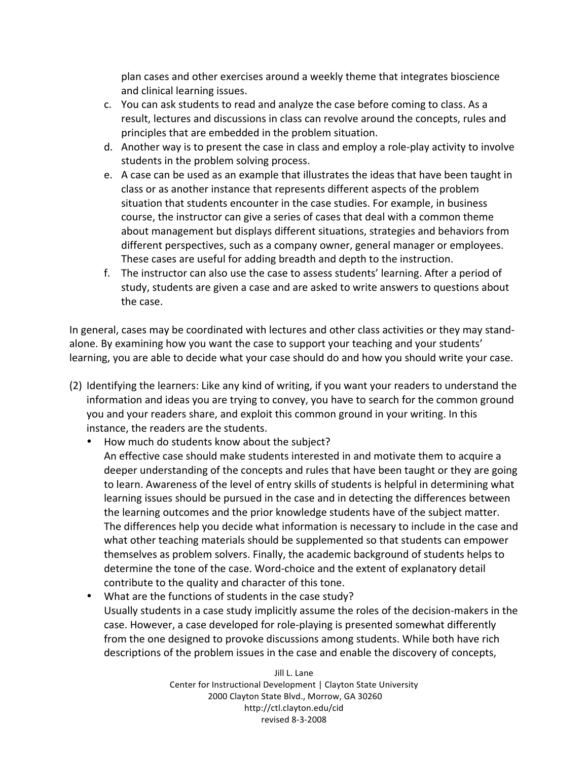plan cases and other exercises around a weekly theme that integrates bioscience and clinical learning issues.

c. You can ask students to read and analyze the case before coming to class. As a result, lectures and discussions in class can revolve around the concepts, rules and principles that are embedded in the problem situation.
d. Another way is to present the case in class and employ a role-play activity to involve students in the problem solving process.
e. A case can be used as an example that illustrates the ideas that have been taught in class or as another instance that represents different aspects of the problem situation that students encounter in the case studies. For example, in business course, the instructor can give a series of cases that deal with a common theme about management but displays different situations, strategies and behaviors from different perspectives, such as a company owner, general manager or employees. These cases are useful for adding breadth and depth to the instruction.
f. The instructor can also use the case to assess students' learning. After a period of study, students are given a case and are asked to write answers to questions about the case.

In general, cases may be coordinated with lectures and other class activities or they may stand-alone. By examining how you want the case to support your teaching and your students' learning, you are able to decide what your case should do and how you should write your case.

(2) Identifying the learners: Like any kind of writing, if you want your readers to understand the information and ideas you are trying to convey, you have to search for the common ground you and your readers share, and exploit this common ground in your writing. In this instance, the readers are the students.

- How much do students know about the subject?
  An effective case should make students interested in and motivate them to acquire a deeper understanding of the concepts and rules that have been taught or they are going to learn. Awareness of the level of entry skills of students is helpful in determining what learning issues should be pursued in the case and in detecting the differences between the learning outcomes and the prior knowledge students have of the subject matter. The differences help you decide what information is necessary to include in the case and what other teaching materials should be supplemented so that students can empower themselves as problem solvers. Finally, the academic background of students helps to determine the tone of the case. Word-choice and the extent of explanatory detail contribute to the quality and character of this tone.
- What are the functions of students in the case study?
  Usually students in a case study implicitly assume the roles of the decision-makers in the case. However, a case developed for role-playing is presented somewhat differently from the one designed to provoke discussions among students. While both have rich descriptions of the problem issues in the case and enable the discovery of concepts,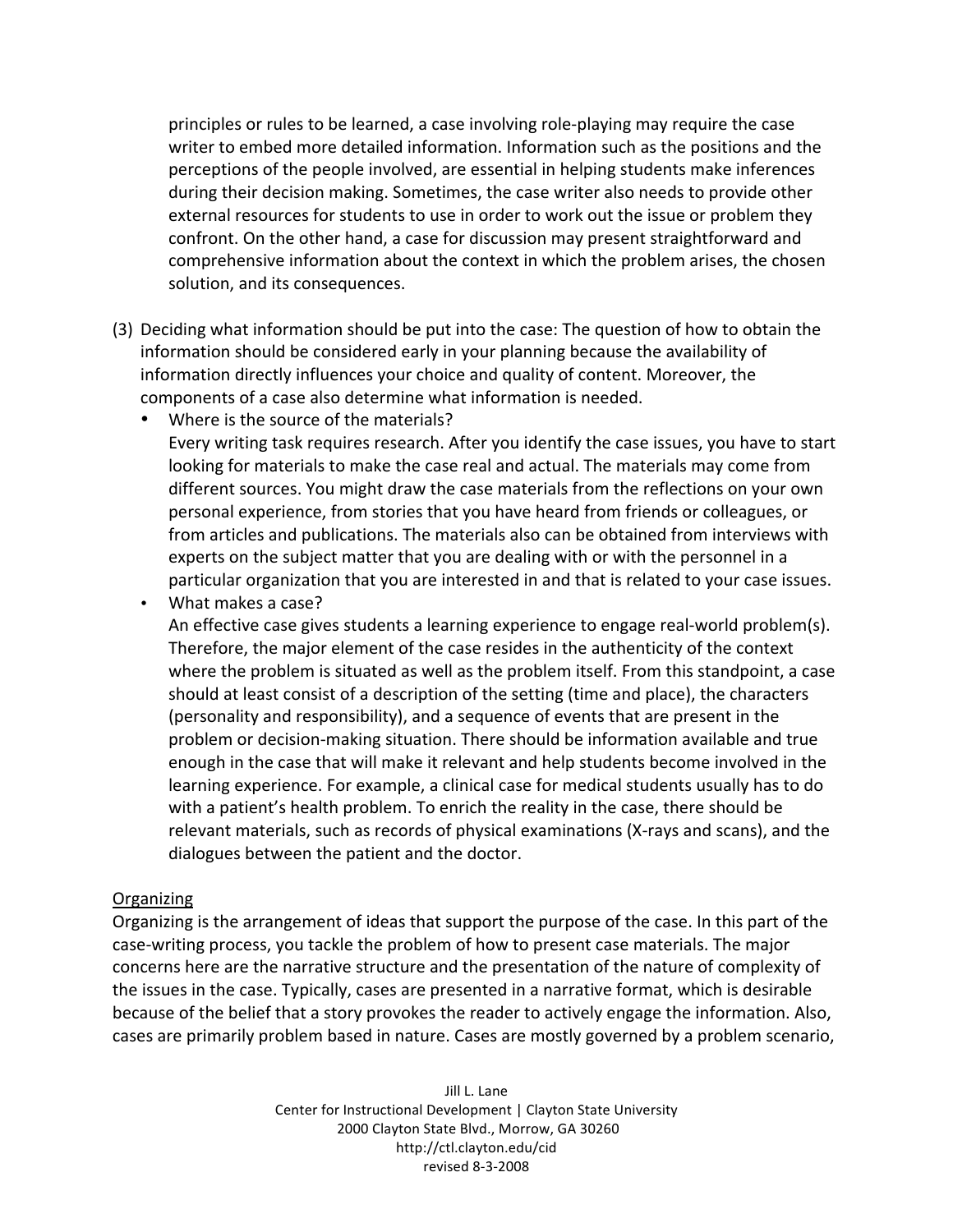principles or rules to be learned, a case involving role-playing may require the case writer to embed more detailed information. Information such as the positions and the perceptions of the people involved, are essential in helping students make inferences during their decision making. Sometimes, the case writer also needs to provide other external resources for students to use in order to work out the issue or problem they confront. On the other hand, a case for discussion may present straightforward and comprehensive information about the context in which the problem arises, the chosen solution, and its consequences.

(3) Deciding what information should be put into the case: The question of how to obtain the information should be considered early in your planning because the availability of information directly influences your choice and quality of content. Moreover, the components of a case also determine what information is needed.

- Where is the source of the materials?
  Every writing task requires research. After you identify the case issues, you have to start looking for materials to make the case real and actual. The materials may come from different sources. You might draw the case materials from the reflections on your own personal experience, from stories that you have heard from friends or colleagues, or from articles and publications. The materials also can be obtained from interviews with experts on the subject matter that you are dealing with or with the personnel in a particular organization that you are interested in and that is related to your case issues.
- What makes a case?
  An effective case gives students a learning experience to engage real-world problem(s). Therefore, the major element of the case resides in the authenticity of the context where the problem is situated as well as the problem itself. From this standpoint, a case should at least consist of a description of the setting (time and place), the characters (personality and responsibility), and a sequence of events that are present in the problem or decision-making situation. There should be information available and true enough in the case that will make it relevant and help students become involved in the learning experience. For example, a clinical case for medical students usually has to do with a patient's health problem. To enrich the reality in the case, there should be relevant materials, such as records of physical examinations (X-rays and scans), and the dialogues between the patient and the doctor.

<u>Organizing</u>

Organizing is the arrangement of ideas that support the purpose of the case. In this part of the case-writing process, you tackle the problem of how to present case materials. The major concerns here are the narrative structure and the presentation of the nature of complexity of the issues in the case. Typically, cases are presented in a narrative format, which is desirable because of the belief that a story provokes the reader to actively engage the information. Also, cases are primarily problem based in nature. Cases are mostly governed by a problem scenario,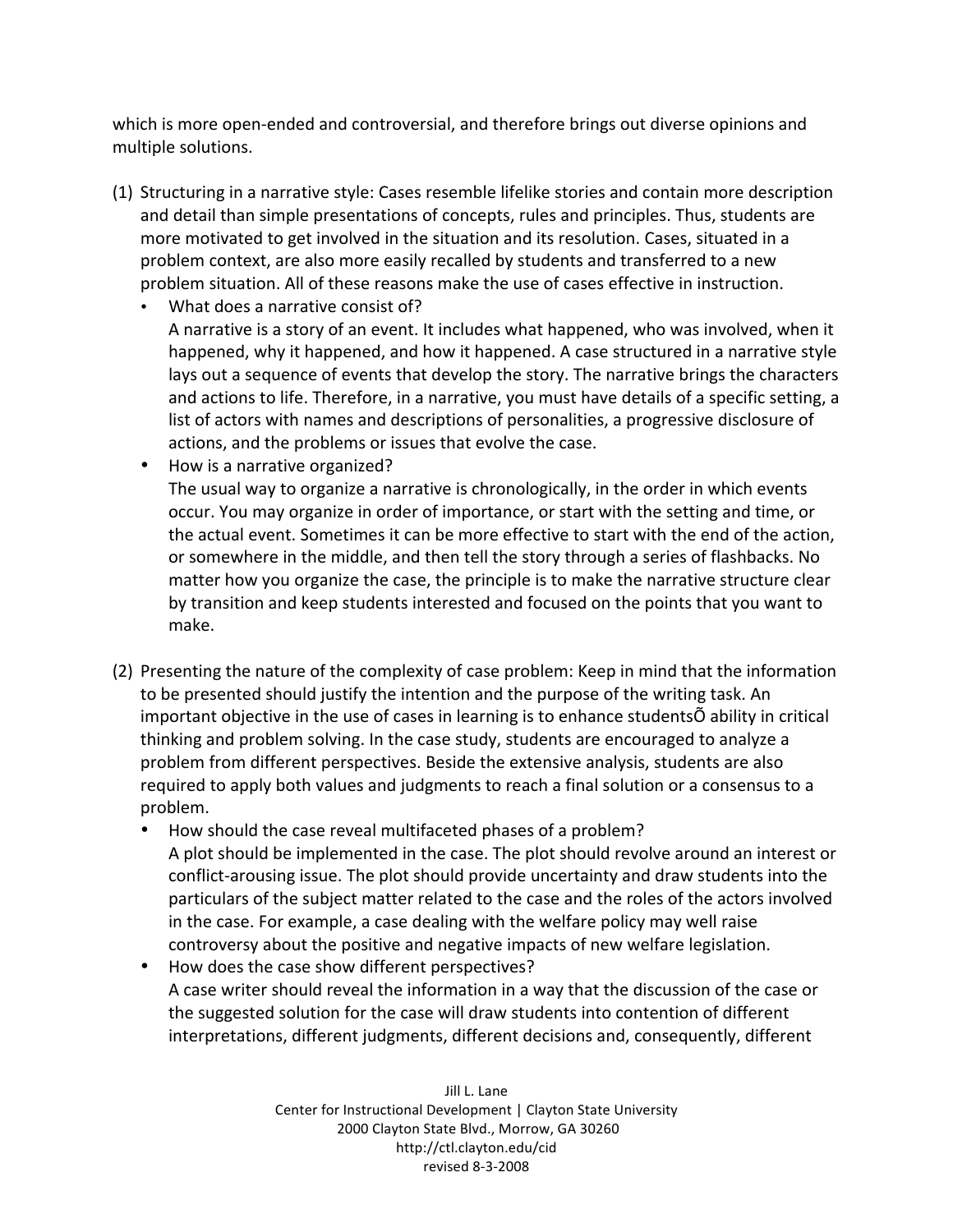which is more open-ended and controversial, and therefore brings out diverse opinions and multiple solutions.

(1) Structuring in a narrative style: Cases resemble lifelike stories and contain more description and detail than simple presentations of concepts, rules and principles. Thus, students are more motivated to get involved in the situation and its resolution. Cases, situated in a problem context, are also more easily recalled by students and transferred to a new problem situation. All of these reasons make the use of cases effective in instruction.

- What does a narrative consist of?
  A narrative is a story of an event. It includes what happened, who was involved, when it happened, why it happened, and how it happened. A case structured in a narrative style lays out a sequence of events that develop the story. The narrative brings the characters and actions to life. Therefore, in a narrative, you must have details of a specific setting, a list of actors with names and descriptions of personalities, a progressive disclosure of actions, and the problems or issues that evolve the case.
- How is a narrative organized?
  The usual way to organize a narrative is chronologically, in the order in which events occur. You may organize in order of importance, or start with the setting and time, or the actual event. Sometimes it can be more effective to start with the end of the action, or somewhere in the middle, and then tell the story through a series of flashbacks. No matter how you organize the case, the principle is to make the narrative structure clear by transition and keep students interested and focused on the points that you want to make.

(2) Presenting the nature of the complexity of case problem: Keep in mind that the information to be presented should justify the intention and the purpose of the writing task. An important objective in the use of cases in learning is to enhance studentsÕ ability in critical thinking and problem solving. In the case study, students are encouraged to analyze a problem from different perspectives. Beside the extensive analysis, students are also required to apply both values and judgments to reach a final solution or a consensus to a problem.

- How should the case reveal multifaceted phases of a problem?
  A plot should be implemented in the case. The plot should revolve around an interest or conflict-arousing issue. The plot should provide uncertainty and draw students into the particulars of the subject matter related to the case and the roles of the actors involved in the case. For example, a case dealing with the welfare policy may well raise controversy about the positive and negative impacts of new welfare legislation.
- How does the case show different perspectives?
  A case writer should reveal the information in a way that the discussion of the case or the suggested solution for the case will draw students into contention of different interpretations, different judgments, different decisions and, consequently, different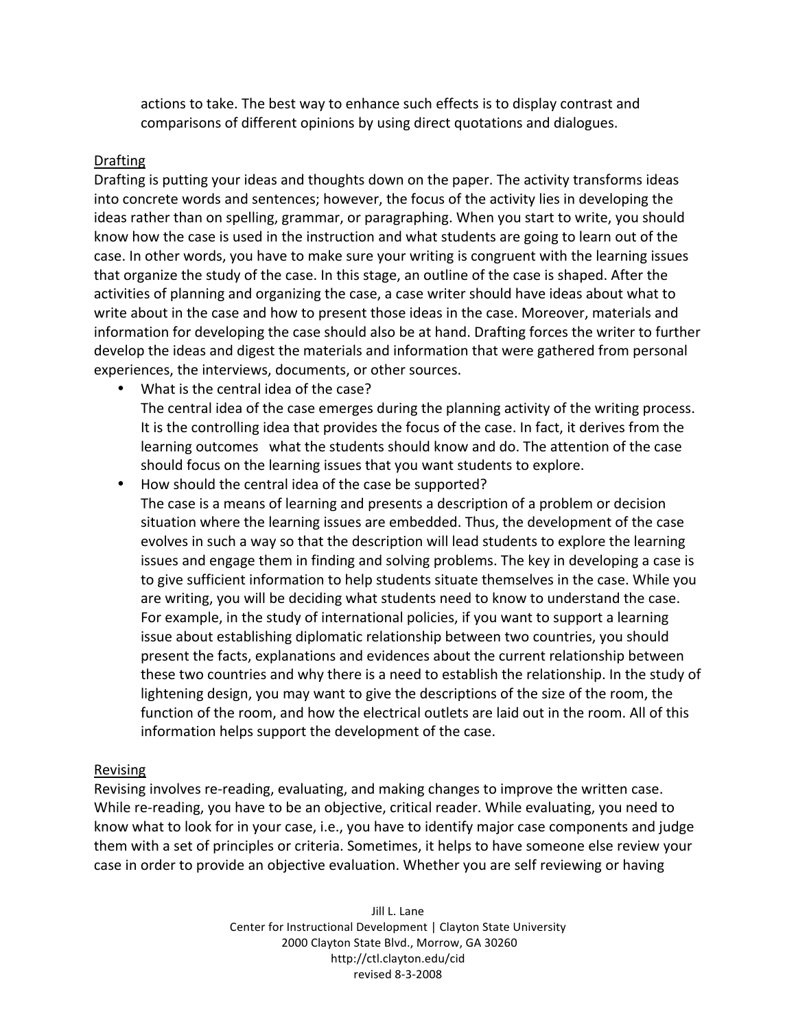actions to take. The best way to enhance such effects is to display contrast and comparisons of different opinions by using direct quotations and dialogues.

## Drafting

Drafting is putting your ideas and thoughts down on the paper. The activity transforms ideas into concrete words and sentences; however, the focus of the activity lies in developing the ideas rather than on spelling, grammar, or paragraphing. When you start to write, you should know how the case is used in the instruction and what students are going to learn out of the case. In other words, you have to make sure your writing is congruent with the learning issues that organize the study of the case. In this stage, an outline of the case is shaped. After the activities of planning and organizing the case, a case writer should have ideas about what to write about in the case and how to present those ideas in the case. Moreover, materials and information for developing the case should also be at hand. Drafting forces the writer to further develop the ideas and digest the materials and information that were gathered from personal experiences, the interviews, documents, or other sources.

- What is the central idea of the case?
  The central idea of the case emerges during the planning activity of the writing process. It is the controlling idea that provides the focus of the case. In fact, it derives from the learning outcomes   what the students should know and do. The attention of the case should focus on the learning issues that you want students to explore.
- How should the central idea of the case be supported?
  The case is a means of learning and presents a description of a problem or decision situation where the learning issues are embedded. Thus, the development of the case evolves in such a way so that the description will lead students to explore the learning issues and engage them in finding and solving problems. The key in developing a case is to give sufficient information to help students situate themselves in the case. While you are writing, you will be deciding what students need to know to understand the case. For example, in the study of international policies, if you want to support a learning issue about establishing diplomatic relationship between two countries, you should present the facts, explanations and evidences about the current relationship between these two countries and why there is a need to establish the relationship. In the study of lightening design, you may want to give the descriptions of the size of the room, the function of the room, and how the electrical outlets are laid out in the room. All of this information helps support the development of the case.

## Revising

Revising involves re-reading, evaluating, and making changes to improve the written case. While re-reading, you have to be an objective, critical reader. While evaluating, you need to know what to look for in your case, i.e., you have to identify major case components and judge them with a set of principles or criteria. Sometimes, it helps to have someone else review your case in order to provide an objective evaluation. Whether you are self reviewing or having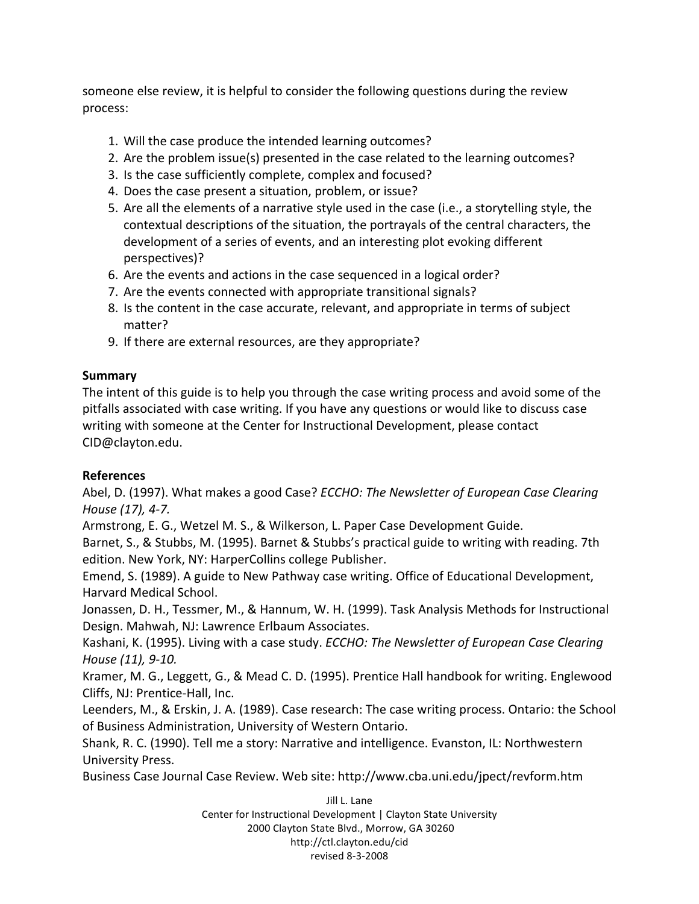someone else review, it is helpful to consider the following questions during the review process:

1. Will the case produce the intended learning outcomes?
2. Are the problem issue(s) presented in the case related to the learning outcomes?
3. Is the case sufficiently complete, complex and focused?
4. Does the case present a situation, problem, or issue?
5. Are all the elements of a narrative style used in the case (i.e., a storytelling style, the contextual descriptions of the situation, the portrayals of the central characters, the development of a series of events, and an interesting plot evoking different perspectives)?
6. Are the events and actions in the case sequenced in a logical order?
7. Are the events connected with appropriate transitional signals?
8. Is the content in the case accurate, relevant, and appropriate in terms of subject matter?
9. If there are external resources, are they appropriate?

**Summary**

The intent of this guide is to help you through the case writing process and avoid some of the pitfalls associated with case writing. If you have any questions or would like to discuss case writing with someone at the Center for Instructional Development, please contact CID@clayton.edu.

**References**

Abel, D. (1997). What makes a good Case? *ECCHO: The Newsletter of European Case Clearing House (17), 4-7.*

Armstrong, E. G., Wetzel M. S., & Wilkerson, L. Paper Case Development Guide.

Barnet, S., & Stubbs, M. (1995). Barnet & Stubbs's practical guide to writing with reading. 7th edition. New York, NY: HarperCollins college Publisher.

Emend, S. (1989). A guide to New Pathway case writing. Office of Educational Development, Harvard Medical School.

Jonassen, D. H., Tessmer, M., & Hannum, W. H. (1999). Task Analysis Methods for Instructional Design. Mahwah, NJ: Lawrence Erlbaum Associates.

Kashani, K. (1995). Living with a case study. *ECCHO: The Newsletter of European Case Clearing House (11), 9-10.*

Kramer, M. G., Leggett, G., & Mead C. D. (1995). Prentice Hall handbook for writing. Englewood Cliffs, NJ: Prentice-Hall, Inc.

Leenders, M., & Erskin, J. A. (1989). Case research: The case writing process. Ontario: the School of Business Administration, University of Western Ontario.

Shank, R. C. (1990). Tell me a story: Narrative and intelligence. Evanston, IL: Northwestern University Press.

Business Case Journal Case Review. Web site: http://www.cba.uni.edu/jpect/revform.htm

Jill L. Lane
Center for Instructional Development | Clayton State University
2000 Clayton State Blvd., Morrow, GA 30260
http://ctl.clayton.edu/cid
revised 8-3-2008